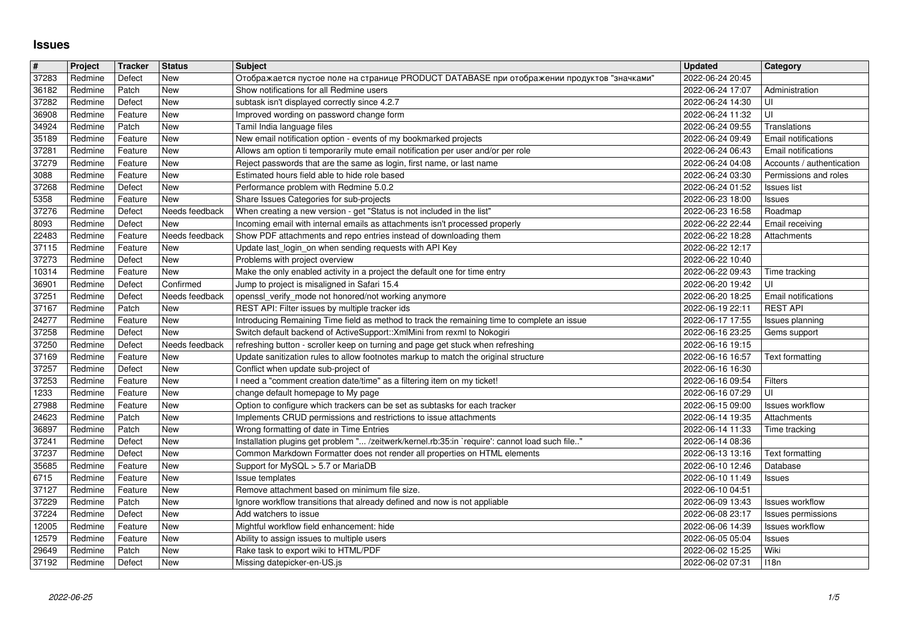# Issues

| # | Project | Tracker | Status | Subject | Updated | Category |
|---|---|---|---|---|---|---|
| 37283 | Redmine | Defect | New | Отображается пустое поле на странице PRODUCT DATABASE при отображении продуктов "значками" | 2022-06-24 20:45 | |
| 36182 | Redmine | Patch | New | Show notifications for all Redmine users | 2022-06-24 17:07 | Administration |
| 37282 | Redmine | Defect | New | subtask isn't displayed correctly since 4.2.7 | 2022-06-24 14:30 | UI |
| 36908 | Redmine | Feature | New | Improved wording on password change form | 2022-06-24 11:32 | UI |
| 34924 | Redmine | Patch | New | Tamil India language files | 2022-06-24 09:55 | Translations |
| 35189 | Redmine | Feature | New | New email notification option - events of my bookmarked projects | 2022-06-24 09:49 | Email notifications |
| 37281 | Redmine | Feature | New | Allows am option ti temporarily mute email notification per user and/or per role | 2022-06-24 06:43 | Email notifications |
| 37279 | Redmine | Feature | New | Reject passwords that are the same as login, first name, or last name | 2022-06-24 04:08 | Accounts / authentication |
| 3088 | Redmine | Feature | New | Estimated hours field able to hide role based | 2022-06-24 03:30 | Permissions and roles |
| 37268 | Redmine | Defect | New | Performance problem with Redmine 5.0.2 | 2022-06-24 01:52 | Issues list |
| 5358 | Redmine | Feature | New | Share Issues Categories for sub-projects | 2022-06-23 18:00 | Issues |
| 37276 | Redmine | Defect | Needs feedback | When creating a new version - get "Status is not included in the list" | 2022-06-23 16:58 | Roadmap |
| 8093 | Redmine | Defect | New | Incoming email with internal emails as attachments isn't processed properly | 2022-06-22 22:44 | Email receiving |
| 22483 | Redmine | Feature | Needs feedback | Show PDF attachments and repo entries instead of downloading them | 2022-06-22 18:28 | Attachments |
| 37115 | Redmine | Feature | New | Update last_login_on when sending requests with API Key | 2022-06-22 12:17 | |
| 37273 | Redmine | Defect | New | Problems with project overview | 2022-06-22 10:40 | |
| 10314 | Redmine | Feature | New | Make the only enabled activity in a project the default one for time entry | 2022-06-22 09:43 | Time tracking |
| 36901 | Redmine | Defect | Confirmed | Jump to project is misaligned in Safari 15.4 | 2022-06-20 19:42 | UI |
| 37251 | Redmine | Defect | Needs feedback | openssl_verify_mode not honored/not working anymore | 2022-06-20 18:25 | Email notifications |
| 37167 | Redmine | Patch | New | REST API: Filter issues by multiple tracker ids | 2022-06-19 22:11 | REST API |
| 24277 | Redmine | Feature | New | Introducing Remaining Time field as method to track the remaining time to complete an issue | 2022-06-17 17:55 | Issues planning |
| 37258 | Redmine | Defect | New | Switch default backend of ActiveSupport::XmlMini from rexml to Nokogiri | 2022-06-16 23:25 | Gems support |
| 37250 | Redmine | Defect | Needs feedback | refreshing button - scroller keep on turning and page get stuck when refreshing | 2022-06-16 19:15 | |
| 37169 | Redmine | Feature | New | Update sanitization rules to allow footnotes markup to match the original structure | 2022-06-16 16:57 | Text formatting |
| 37257 | Redmine | Defect | New | Conflict when update sub-project of | 2022-06-16 16:30 | |
| 37253 | Redmine | Feature | New | I need a "comment creation date/time" as a filtering item on my ticket! | 2022-06-16 09:54 | Filters |
| 1233 | Redmine | Feature | New | change default homepage to My page | 2022-06-16 07:29 | UI |
| 27988 | Redmine | Feature | New | Option to configure which trackers can be set as subtasks for each tracker | 2022-06-15 09:00 | Issues workflow |
| 24623 | Redmine | Patch | New | Implements CRUD permissions and restrictions to issue attachments | 2022-06-14 19:35 | Attachments |
| 36897 | Redmine | Patch | New | Wrong formatting of date in Time Entries | 2022-06-14 11:33 | Time tracking |
| 37241 | Redmine | Defect | New | Installation plugins get problem "... /zeitwerk/kernel.rb:35:in `require': cannot load such file.." | 2022-06-14 08:36 | |
| 37237 | Redmine | Defect | New | Common Markdown Formatter does not render all properties on HTML elements | 2022-06-13 13:16 | Text formatting |
| 35685 | Redmine | Feature | New | Support for MySQL > 5.7 or MariaDB | 2022-06-10 12:46 | Database |
| 6715 | Redmine | Feature | New | Issue templates | 2022-06-10 11:49 | Issues |
| 37127 | Redmine | Feature | New | Remove attachment based on minimum file size. | 2022-06-10 04:51 | |
| 37229 | Redmine | Patch | New | Ignore workflow transitions that already defined and now is not appliable | 2022-06-09 13:43 | Issues workflow |
| 37224 | Redmine | Defect | New | Add watchers to issue | 2022-06-08 23:17 | Issues permissions |
| 12005 | Redmine | Feature | New | Mightful workflow field enhancement: hide | 2022-06-06 14:39 | Issues workflow |
| 12579 | Redmine | Feature | New | Ability to assign issues to multiple users | 2022-06-05 05:04 | Issues |
| 29649 | Redmine | Patch | New | Rake task to export wiki to HTML/PDF | 2022-06-02 15:25 | Wiki |
| 37192 | Redmine | Defect | New | Missing datepicker-en-US.js | 2022-06-02 07:31 | I18n |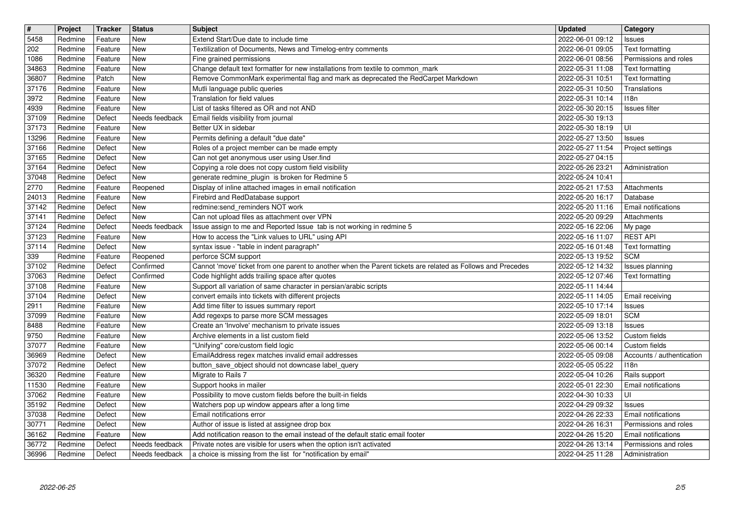| # | Project | Tracker | Status | Subject | Updated | Category |
|---|---|---|---|---|---|---|
| 5458 | Redmine | Feature | New | Extend Start/Due date to include time | 2022-06-01 09:12 | Issues |
| 202 | Redmine | Feature | New | Textilization of Documents, News and Timelog-entry comments | 2022-06-01 09:05 | Text formatting |
| 1086 | Redmine | Feature | New | Fine grained permissions | 2022-06-01 08:56 | Permissions and roles |
| 34863 | Redmine | Feature | New | Change default text formatter for new installations from textile to common_mark | 2022-05-31 11:08 | Text formatting |
| 36807 | Redmine | Patch | New | Remove CommonMark experimental flag and mark as deprecated the RedCarpet Markdown | 2022-05-31 10:51 | Text formatting |
| 37176 | Redmine | Feature | New | Mutli language public queries | 2022-05-31 10:50 | Translations |
| 3972 | Redmine | Feature | New | Translation for field values | 2022-05-31 10:14 | I18n |
| 4939 | Redmine | Feature | New | List of tasks filtered as OR and not AND | 2022-05-30 20:15 | Issues filter |
| 37109 | Redmine | Defect | Needs feedback | Email fields visibility from journal | 2022-05-30 19:13 | |
| 37173 | Redmine | Feature | New | Better UX in sidebar | 2022-05-30 18:19 | UI |
| 13296 | Redmine | Feature | New | Permits defining a default "due date" | 2022-05-27 13:50 | Issues |
| 37166 | Redmine | Defect | New | Roles of a project member can be made empty | 2022-05-27 11:54 | Project settings |
| 37165 | Redmine | Defect | New | Can not get anonymous user using User.find | 2022-05-27 04:15 | |
| 37164 | Redmine | Defect | New | Copying a role does not copy custom field visibility | 2022-05-26 23:21 | Administration |
| 37048 | Redmine | Defect | New | generate redmine_plugin is broken for Redmine 5 | 2022-05-24 10:41 | |
| 2770 | Redmine | Feature | Reopened | Display of inline attached images in email notification | 2022-05-21 17:53 | Attachments |
| 24013 | Redmine | Feature | New | Firebird and RedDatabase support | 2022-05-20 16:17 | Database |
| 37142 | Redmine | Defect | New | redmine:send_reminders NOT work | 2022-05-20 11:16 | Email notifications |
| 37141 | Redmine | Defect | New | Can not upload files as attachment over VPN | 2022-05-20 09:29 | Attachments |
| 37124 | Redmine | Defect | Needs feedback | Issue assign to me and Reported Issue tab is not working in redmine 5 | 2022-05-16 22:06 | My page |
| 37123 | Redmine | Feature | New | How to access the "Link values to URL" using API | 2022-05-16 11:07 | REST API |
| 37114 | Redmine | Defect | New | syntax issue - "table in indent paragraph" | 2022-05-16 01:48 | Text formatting |
| 339 | Redmine | Feature | Reopened | perforce SCM support | 2022-05-13 19:52 | SCM |
| 37102 | Redmine | Defect | Confirmed | Cannot 'move' ticket from one parent to another when the Parent tickets are related as Follows and Precedes | 2022-05-12 14:32 | Issues planning |
| 37063 | Redmine | Defect | Confirmed | Code highlight adds trailing space after quotes | 2022-05-12 07:46 | Text formatting |
| 37108 | Redmine | Feature | New | Support all variation of same character in persian/arabic scripts | 2022-05-11 14:44 | |
| 37104 | Redmine | Defect | New | convert emails into tickets with different projects | 2022-05-11 14:05 | Email receiving |
| 2911 | Redmine | Feature | New | Add time filter to issues summary report | 2022-05-10 17:14 | Issues |
| 37099 | Redmine | Feature | New | Add regexps to parse more SCM messages | 2022-05-09 18:01 | SCM |
| 8488 | Redmine | Feature | New | Create an 'Involve' mechanism to private issues | 2022-05-09 13:18 | Issues |
| 9750 | Redmine | Feature | New | Archive elements in a list custom field | 2022-05-06 13:52 | Custom fields |
| 37077 | Redmine | Feature | New | "Unifying" core/custom field logic | 2022-05-06 00:14 | Custom fields |
| 36969 | Redmine | Defect | New | EmailAddress regex matches invalid email addresses | 2022-05-05 09:08 | Accounts / authentication |
| 37072 | Redmine | Defect | New | button_save_object should not downcase label_query | 2022-05-05 05:22 | I18n |
| 36320 | Redmine | Feature | New | Migrate to Rails 7 | 2022-05-04 10:26 | Rails support |
| 11530 | Redmine | Feature | New | Support hooks in mailer | 2022-05-01 22:30 | Email notifications |
| 37062 | Redmine | Feature | New | Possibility to move custom fields before the built-in fields | 2022-04-30 10:33 | UI |
| 35192 | Redmine | Defect | New | Watchers pop up window appears after a long time | 2022-04-29 09:32 | Issues |
| 37038 | Redmine | Defect | New | Email notifications error | 2022-04-26 22:33 | Email notifications |
| 30771 | Redmine | Defect | New | Author of issue is listed at assignee drop box | 2022-04-26 16:31 | Permissions and roles |
| 36162 | Redmine | Feature | New | Add notification reason to the email instead of the default static email footer | 2022-04-26 15:20 | Email notifications |
| 36772 | Redmine | Defect | Needs feedback | Private notes are visible for users when the option isn't activated | 2022-04-26 13:14 | Permissions and roles |
| 36996 | Redmine | Defect | Needs feedback | a choice is missing from the list for "notification by email" | 2022-04-25 11:28 | Administration |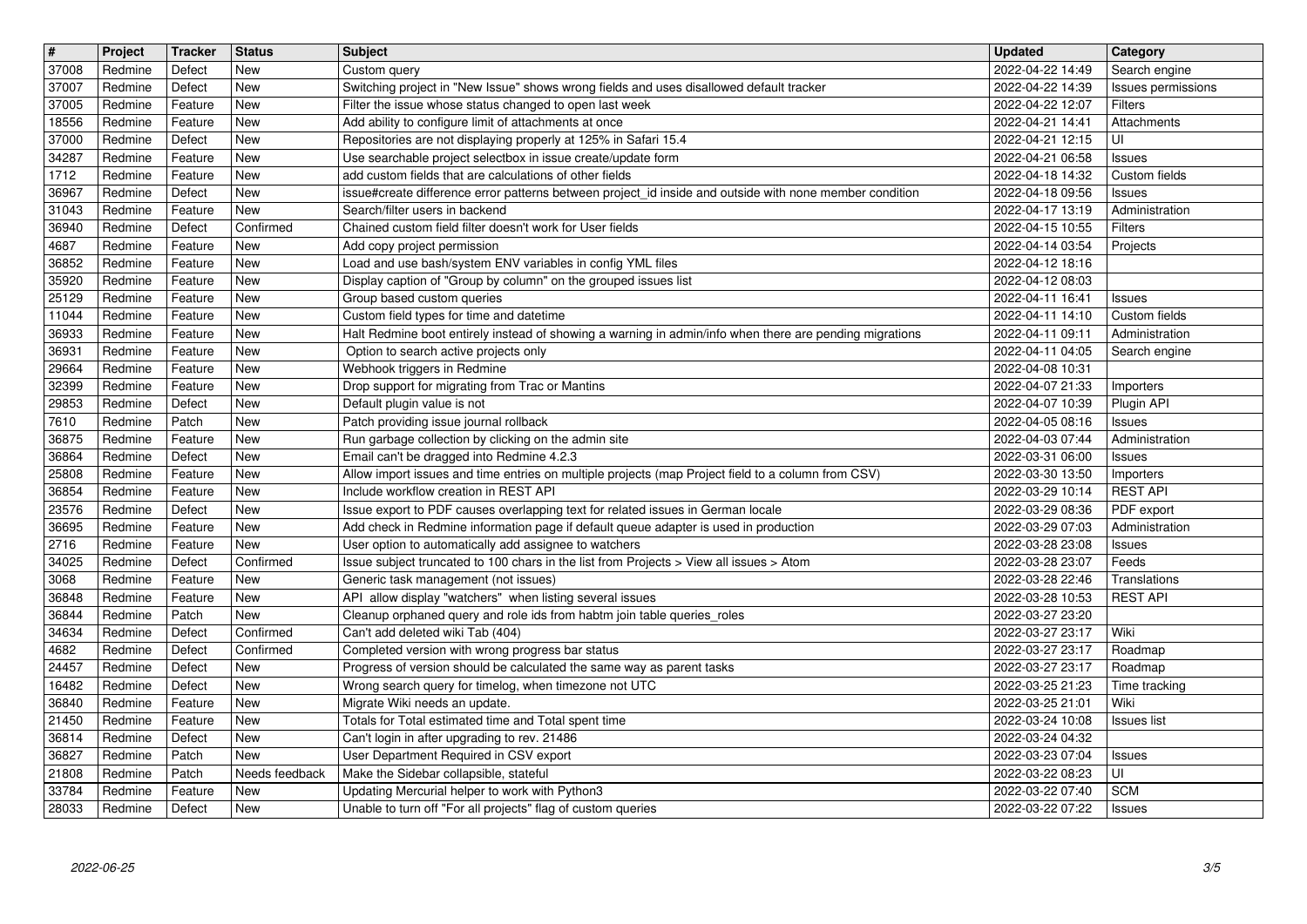| # | Project | Tracker | Status | Subject | Updated | Category |
|---|---|---|---|---|---|---|
| 37008 | Redmine | Defect | New | Custom query | 2022-04-22 14:49 | Search engine |
| 37007 | Redmine | Defect | New | Switching project in "New Issue" shows wrong fields and uses disallowed default tracker | 2022-04-22 14:39 | Issues permissions |
| 37005 | Redmine | Feature | New | Filter the issue whose status changed to open last week | 2022-04-22 12:07 | Filters |
| 18556 | Redmine | Feature | New | Add ability to configure limit of attachments at once | 2022-04-21 14:41 | Attachments |
| 37000 | Redmine | Defect | New | Repositories are not displaying properly at 125% in Safari 15.4 | 2022-04-21 12:15 | UI |
| 34287 | Redmine | Feature | New | Use searchable project selectbox in issue create/update form | 2022-04-21 06:58 | Issues |
| 1712 | Redmine | Feature | New | add custom fields that are calculations of other fields | 2022-04-18 14:32 | Custom fields |
| 36967 | Redmine | Defect | New | issue#create difference error patterns between project_id inside and outside with none member condition | 2022-04-18 09:56 | Issues |
| 31043 | Redmine | Feature | New | Search/filter users in backend | 2022-04-17 13:19 | Administration |
| 36940 | Redmine | Defect | Confirmed | Chained custom field filter doesn't work for User fields | 2022-04-15 10:55 | Filters |
| 4687 | Redmine | Feature | New | Add copy project permission | 2022-04-14 03:54 | Projects |
| 36852 | Redmine | Feature | New | Load and use bash/system ENV variables in config YML files | 2022-04-12 18:16 | |
| 35920 | Redmine | Feature | New | Display caption of "Group by column" on the grouped issues list | 2022-04-12 08:03 | |
| 25129 | Redmine | Feature | New | Group based custom queries | 2022-04-11 16:41 | Issues |
| 11044 | Redmine | Feature | New | Custom field types for time and datetime | 2022-04-11 14:10 | Custom fields |
| 36933 | Redmine | Feature | New | Halt Redmine boot entirely instead of showing a warning in admin/info when there are pending migrations | 2022-04-11 09:11 | Administration |
| 36931 | Redmine | Feature | New | Option to search active projects only | 2022-04-11 04:05 | Search engine |
| 29664 | Redmine | Feature | New | Webhook triggers in Redmine | 2022-04-08 10:31 | |
| 32399 | Redmine | Feature | New | Drop support for migrating from Trac or Mantins | 2022-04-07 21:33 | Importers |
| 29853 | Redmine | Defect | New | Default plugin value is not | 2022-04-07 10:39 | Plugin API |
| 7610 | Redmine | Patch | New | Patch providing issue journal rollback | 2022-04-05 08:16 | Issues |
| 36875 | Redmine | Feature | New | Run garbage collection by clicking on the admin site | 2022-04-03 07:44 | Administration |
| 36864 | Redmine | Defect | New | Email can't be dragged into Redmine 4.2.3 | 2022-03-31 06:00 | Issues |
| 25808 | Redmine | Feature | New | Allow import issues and time entries on multiple projects (map Project field to a column from CSV) | 2022-03-30 13:50 | Importers |
| 36854 | Redmine | Feature | New | Include workflow creation in REST API | 2022-03-29 10:14 | REST API |
| 23576 | Redmine | Defect | New | Issue export to PDF causes overlapping text for related issues in German locale | 2022-03-29 08:36 | PDF export |
| 36695 | Redmine | Feature | New | Add check in Redmine information page if default queue adapter is used in production | 2022-03-29 07:03 | Administration |
| 2716 | Redmine | Feature | New | User option to automatically add assignee to watchers | 2022-03-28 23:08 | Issues |
| 34025 | Redmine | Defect | Confirmed | Issue subject truncated to 100 chars in the list from Projects > View all issues > Atom | 2022-03-28 23:07 | Feeds |
| 3068 | Redmine | Feature | New | Generic task management (not issues) | 2022-03-28 22:46 | Translations |
| 36848 | Redmine | Feature | New | API allow display "watchers" when listing several issues | 2022-03-28 10:53 | REST API |
| 36844 | Redmine | Patch | New | Cleanup orphaned query and role ids from habtm join table queries_roles | 2022-03-27 23:20 | |
| 34634 | Redmine | Defect | Confirmed | Can't add deleted wiki Tab (404) | 2022-03-27 23:17 | Wiki |
| 4682 | Redmine | Defect | Confirmed | Completed version with wrong progress bar status | 2022-03-27 23:17 | Roadmap |
| 24457 | Redmine | Defect | New | Progress of version should be calculated the same way as parent tasks | 2022-03-27 23:17 | Roadmap |
| 16482 | Redmine | Defect | New | Wrong search query for timelog, when timezone not UTC | 2022-03-25 21:23 | Time tracking |
| 36840 | Redmine | Feature | New | Migrate Wiki needs an update. | 2022-03-25 21:01 | Wiki |
| 21450 | Redmine | Feature | New | Totals for Total estimated time and Total spent time | 2022-03-24 10:08 | Issues list |
| 36814 | Redmine | Defect | New | Can't login in after upgrading to rev. 21486 | 2022-03-24 04:32 | |
| 36827 | Redmine | Patch | New | User Department Required in CSV export | 2022-03-23 07:04 | Issues |
| 21808 | Redmine | Patch | Needs feedback | Make the Sidebar collapsible, stateful | 2022-03-22 08:23 | UI |
| 33784 | Redmine | Feature | New | Updating Mercurial helper to work with Python3 | 2022-03-22 07:40 | SCM |
| 28033 | Redmine | Defect | New | Unable to turn off "For all projects" flag of custom queries | 2022-03-22 07:22 | Issues |

2022-06-25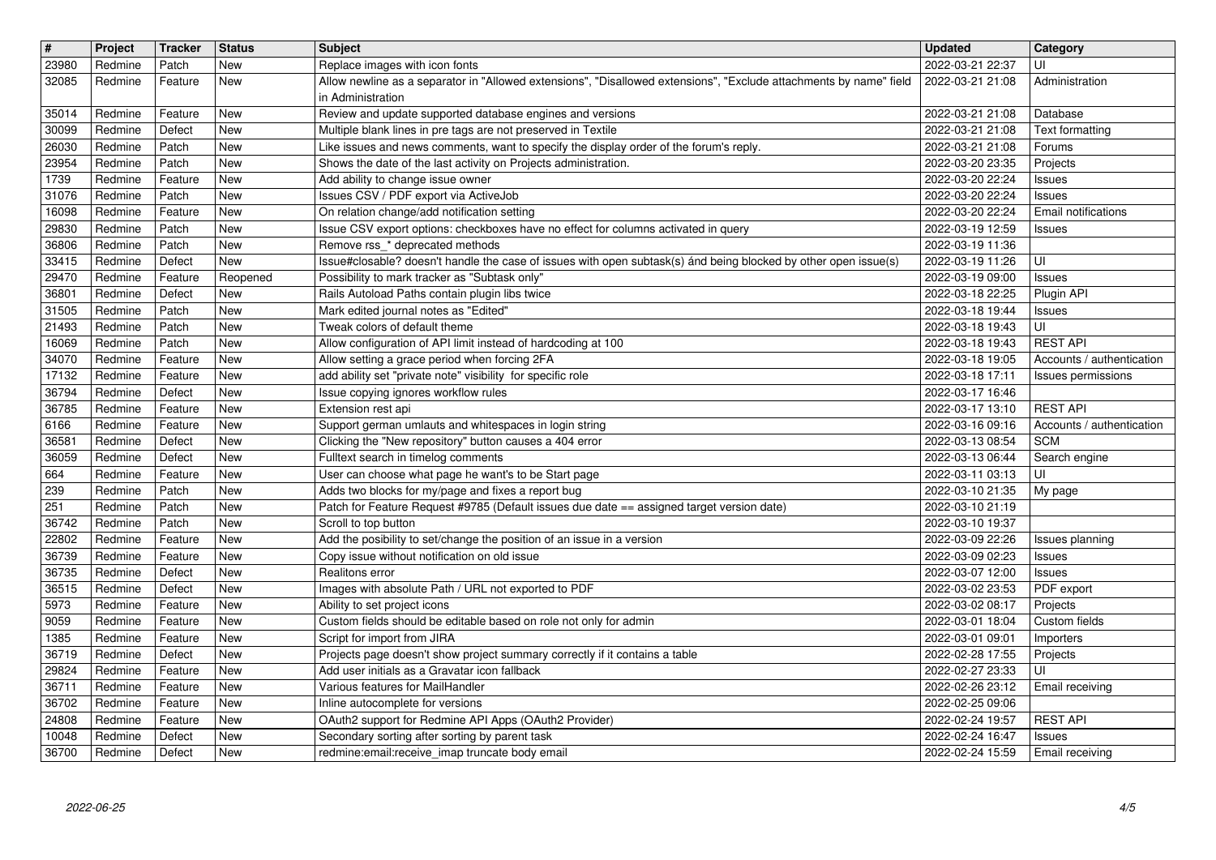| # | Project | Tracker | Status | Subject | Updated | Category |
|---|---|---|---|---|---|---|
| 23980 | Redmine | Patch | New | Replace images with icon fonts | 2022-03-21 22:37 | UI |
| 32085 | Redmine | Feature | New | Allow newline as a separator in "Allowed extensions", "Disallowed extensions", "Exclude attachments by name" field in Administration | 2022-03-21 21:08 | Administration |
| 35014 | Redmine | Feature | New | Review and update supported database engines and versions | 2022-03-21 21:08 | Database |
| 30099 | Redmine | Defect | New | Multiple blank lines in pre tags are not preserved in Textile | 2022-03-21 21:08 | Text formatting |
| 26030 | Redmine | Patch | New | Like issues and news comments, want to specify the display order of the forum's reply. | 2022-03-21 21:08 | Forums |
| 23954 | Redmine | Patch | New | Shows the date of the last activity on Projects administration. | 2022-03-20 23:35 | Projects |
| 1739 | Redmine | Feature | New | Add ability to change issue owner | 2022-03-20 22:24 | Issues |
| 31076 | Redmine | Patch | New | Issues CSV / PDF export via ActiveJob | 2022-03-20 22:24 | Issues |
| 16098 | Redmine | Feature | New | On relation change/add notification setting | 2022-03-20 22:24 | Email notifications |
| 29830 | Redmine | Patch | New | Issue CSV export options: checkboxes have no effect for columns activated in query | 2022-03-19 12:59 | Issues |
| 36806 | Redmine | Patch | New | Remove rss_* deprecated methods | 2022-03-19 11:36 | |
| 33415 | Redmine | Defect | New | Issue#closable? doesn't handle the case of issues with open subtask(s) ánd being blocked by other open issue(s) | 2022-03-19 11:26 | UI |
| 29470 | Redmine | Feature | Reopened | Possibility to mark tracker as "Subtask only" | 2022-03-19 09:00 | Issues |
| 36801 | Redmine | Defect | New | Rails Autoload Paths contain plugin libs twice | 2022-03-18 22:25 | Plugin API |
| 31505 | Redmine | Patch | New | Mark edited journal notes as "Edited" | 2022-03-18 19:44 | Issues |
| 21493 | Redmine | Patch | New | Tweak colors of default theme | 2022-03-18 19:43 | UI |
| 16069 | Redmine | Patch | New | Allow configuration of API limit instead of hardcoding at 100 | 2022-03-18 19:43 | REST API |
| 34070 | Redmine | Feature | New | Allow setting a grace period when forcing 2FA | 2022-03-18 19:05 | Accounts / authentication |
| 17132 | Redmine | Feature | New | add ability set "private note" visibility for specific role | 2022-03-18 17:11 | Issues permissions |
| 36794 | Redmine | Defect | New | Issue copying ignores workflow rules | 2022-03-17 16:46 | |
| 36785 | Redmine | Feature | New | Extension rest api | 2022-03-17 13:10 | REST API |
| 6166 | Redmine | Feature | New | Support german umlauts and whitespaces in login string | 2022-03-16 09:16 | Accounts / authentication |
| 36581 | Redmine | Defect | New | Clicking the "New repository" button causes a 404 error | 2022-03-13 08:54 | SCM |
| 36059 | Redmine | Defect | New | Fulltext search in timelog comments | 2022-03-13 06:44 | Search engine |
| 664 | Redmine | Feature | New | User can choose what page he want's to be Start page | 2022-03-11 03:13 | UI |
| 239 | Redmine | Patch | New | Adds two blocks for my/page and fixes a report bug | 2022-03-10 21:35 | My page |
| 251 | Redmine | Patch | New | Patch for Feature Request #9785 (Default issues due date == assigned target version date) | 2022-03-10 21:19 | |
| 36742 | Redmine | Patch | New | Scroll to top button | 2022-03-10 19:37 | |
| 22802 | Redmine | Feature | New | Add the posibility to set/change the position of an issue in a version | 2022-03-09 22:26 | Issues planning |
| 36739 | Redmine | Feature | New | Copy issue without notification on old issue | 2022-03-09 02:23 | Issues |
| 36735 | Redmine | Defect | New | Realitons error | 2022-03-07 12:00 | Issues |
| 36515 | Redmine | Defect | New | Images with absolute Path / URL not exported to PDF | 2022-03-02 23:53 | PDF export |
| 5973 | Redmine | Feature | New | Ability to set project icons | 2022-03-02 08:17 | Projects |
| 9059 | Redmine | Feature | New | Custom fields should be editable based on role not only for admin | 2022-03-01 18:04 | Custom fields |
| 1385 | Redmine | Feature | New | Script for import from JIRA | 2022-03-01 09:01 | Importers |
| 36719 | Redmine | Defect | New | Projects page doesn't show project summary correctly if it contains a table | 2022-02-28 17:55 | Projects |
| 29824 | Redmine | Feature | New | Add user initials as a Gravatar icon fallback | 2022-02-27 23:33 | UI |
| 36711 | Redmine | Feature | New | Various features for MailHandler | 2022-02-26 23:12 | Email receiving |
| 36702 | Redmine | Feature | New | Inline autocomplete for versions | 2022-02-25 09:06 | |
| 24808 | Redmine | Feature | New | OAuth2 support for Redmine API Apps (OAuth2 Provider) | 2022-02-24 19:57 | REST API |
| 10048 | Redmine | Defect | New | Secondary sorting after sorting by parent task | 2022-02-24 16:47 | Issues |
| 36700 | Redmine | Defect | New | redmine:email:receive_imap truncate body email | 2022-02-24 15:59 | Email receiving |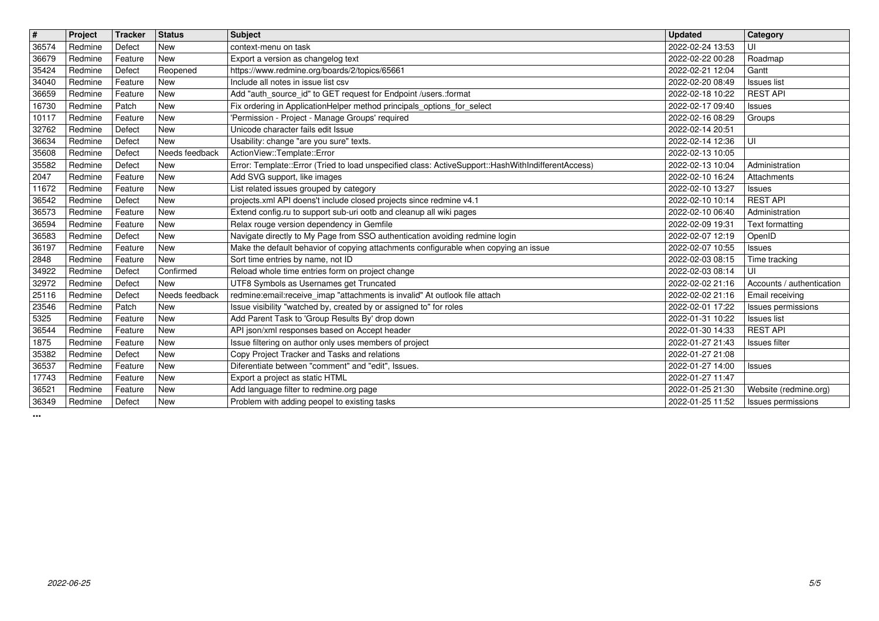| # | Project | Tracker | Status | Subject | Updated | Category |
|---|---|---|---|---|---|---|
| 36574 | Redmine | Defect | New | context-menu on task | 2022-02-24 13:53 | UI |
| 36679 | Redmine | Feature | New | Export a version as changelog text | 2022-02-22 00:28 | Roadmap |
| 35424 | Redmine | Defect | Reopened | https://www.redmine.org/boards/2/topics/65661 | 2022-02-21 12:04 | Gantt |
| 34040 | Redmine | Feature | New | Include all notes in issue list csv | 2022-02-20 08:49 | Issues list |
| 36659 | Redmine | Feature | New | Add "auth_source_id" to GET request for Endpoint /users.:format | 2022-02-18 10:22 | REST API |
| 16730 | Redmine | Patch | New | Fix ordering in ApplicationHelper method principals_options_for_select | 2022-02-17 09:40 | Issues |
| 10117 | Redmine | Feature | New | 'Permission - Project - Manage Groups' required | 2022-02-16 08:29 | Groups |
| 32762 | Redmine | Defect | New | Unicode character fails edit Issue | 2022-02-14 20:51 | |
| 36634 | Redmine | Defect | New | Usability: change "are you sure" texts. | 2022-02-14 12:36 | UI |
| 35608 | Redmine | Defect | Needs feedback | ActionView::Template::Error | 2022-02-13 10:05 | |
| 35582 | Redmine | Defect | New | Error: Template::Error (Tried to load unspecified class: ActiveSupport::HashWithIndifferentAccess) | 2022-02-13 10:04 | Administration |
| 2047 | Redmine | Feature | New | Add SVG support, like images | 2022-02-10 16:24 | Attachments |
| 11672 | Redmine | Feature | New | List related issues grouped by category | 2022-02-10 13:27 | Issues |
| 36542 | Redmine | Defect | New | projects.xml API doens't include closed projects since redmine v4.1 | 2022-02-10 10:14 | REST API |
| 36573 | Redmine | Feature | New | Extend config.ru to support sub-uri ootb and cleanup all wiki pages | 2022-02-10 06:40 | Administration |
| 36594 | Redmine | Feature | New | Relax rouge version dependency in Gemfile | 2022-02-09 19:31 | Text formatting |
| 36583 | Redmine | Defect | New | Navigate directly to My Page from SSO authentication avoiding redmine login | 2022-02-07 12:19 | OpenID |
| 36197 | Redmine | Feature | New | Make the default behavior of copying attachments configurable when copying an issue | 2022-02-07 10:55 | Issues |
| 2848 | Redmine | Feature | New | Sort time entries by name, not ID | 2022-02-03 08:15 | Time tracking |
| 34922 | Redmine | Defect | Confirmed | Reload whole time entries form on project change | 2022-02-03 08:14 | UI |
| 32972 | Redmine | Defect | New | UTF8 Symbols as Usernames get Truncated | 2022-02-02 21:16 | Accounts / authentication |
| 25116 | Redmine | Defect | Needs feedback | redmine:email:receive_imap "attachments is invalid" At outlook file attach | 2022-02-02 21:16 | Email receiving |
| 23546 | Redmine | Patch | New | Issue visibility "watched by, created by or assigned to" for roles | 2022-02-01 17:22 | Issues permissions |
| 5325 | Redmine | Feature | New | Add Parent Task to 'Group Results By' drop down | 2022-01-31 10:22 | Issues list |
| 36544 | Redmine | Feature | New | API json/xml responses based on Accept header | 2022-01-30 14:33 | REST API |
| 1875 | Redmine | Feature | New | Issue filtering on author only uses members of project | 2022-01-27 21:43 | Issues filter |
| 35382 | Redmine | Defect | New | Copy Project Tracker and Tasks and relations | 2022-01-27 21:08 | |
| 36537 | Redmine | Feature | New | Diferentiate between "comment" and "edit", Issues. | 2022-01-27 14:00 | Issues |
| 17743 | Redmine | Feature | New | Export a project as static HTML | 2022-01-27 11:47 | |
| 36521 | Redmine | Feature | New | Add language filter to redmine.org page | 2022-01-25 21:30 | Website (redmine.org) |
| 36349 | Redmine | Defect | New | Problem with adding peopel to existing tasks | 2022-01-25 11:52 | Issues permissions |

...